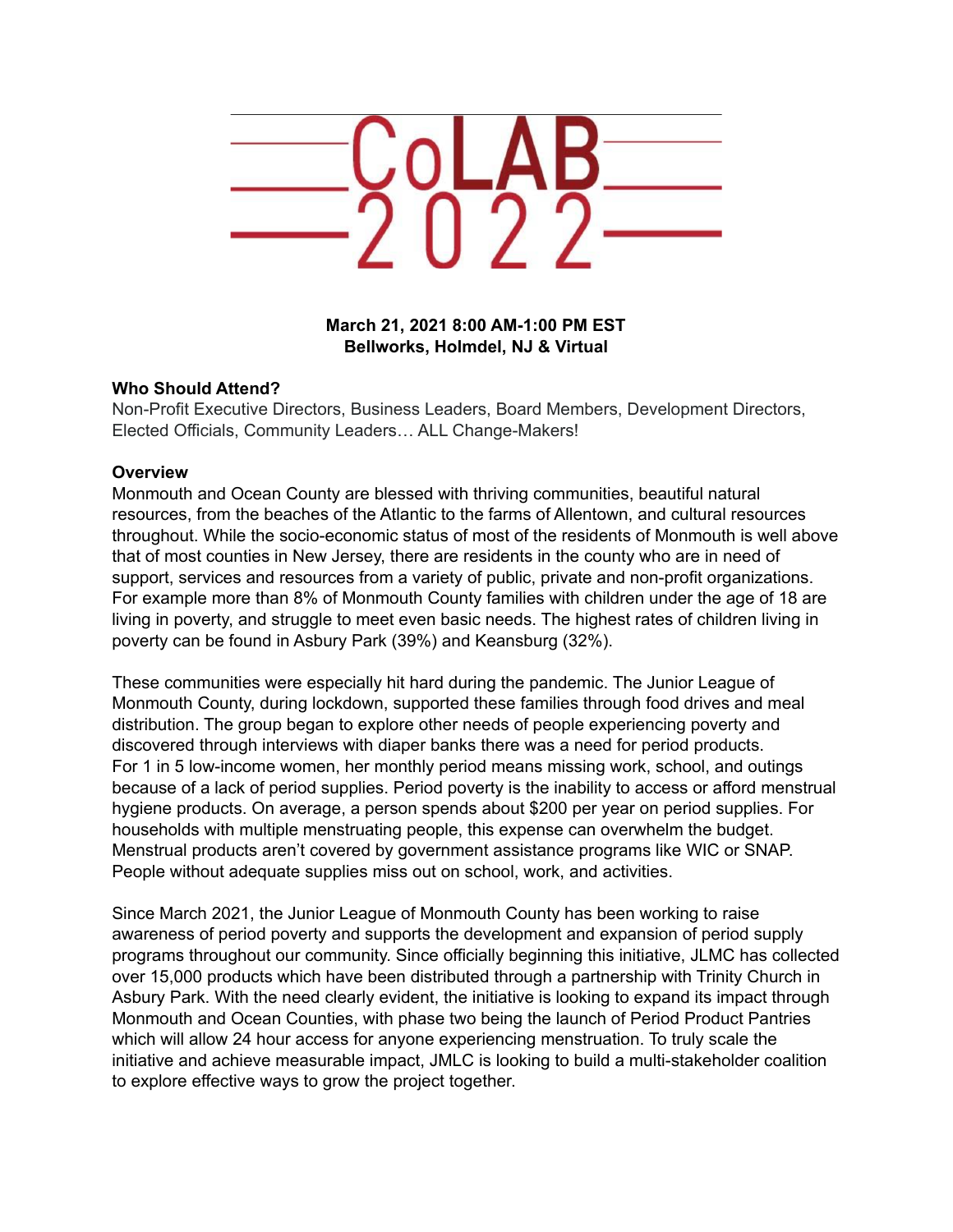# CoLAB 2022

**March 21, 2021 8:00 AM-1:00 PM EST**
**Bellworks, Holmdel, NJ & Virtual**

**Who Should Attend?**

Non-Profit Executive Directors, Business Leaders, Board Members, Development Directors, Elected Officials, Community Leaders… ALL Change-Makers!

**Overview**

Monmouth and Ocean County are blessed with thriving communities, beautiful natural resources, from the beaches of the Atlantic to the farms of Allentown, and cultural resources throughout. While the socio-economic status of most of the residents of Monmouth is well above that of most counties in New Jersey, there are residents in the county who are in need of support, services and resources from a variety of public, private and non-profit organizations. For example more than 8% of Monmouth County families with children under the age of 18 are living in poverty, and struggle to meet even basic needs. The highest rates of children living in poverty can be found in Asbury Park (39%) and Keansburg (32%).

These communities were especially hit hard during the pandemic. The Junior League of Monmouth County, during lockdown, supported these families through food drives and meal distribution. The group began to explore other needs of people experiencing poverty and discovered through interviews with diaper banks there was a need for period products. For 1 in 5 low-income women, her monthly period means missing work, school, and outings because of a lack of period supplies. Period poverty is the inability to access or afford menstrual hygiene products. On average, a person spends about $200 per year on period supplies. For households with multiple menstruating people, this expense can overwhelm the budget. Menstrual products aren't covered by government assistance programs like WIC or SNAP. People without adequate supplies miss out on school, work, and activities.

Since March 2021, the Junior League of Monmouth County has been working to raise awareness of period poverty and supports the development and expansion of period supply programs throughout our community. Since officially beginning this initiative, JLMC has collected over 15,000 products which have been distributed through a partnership with Trinity Church in Asbury Park. With the need clearly evident, the initiative is looking to expand its impact through Monmouth and Ocean Counties, with phase two being the launch of Period Product Pantries which will allow 24 hour access for anyone experiencing menstruation. To truly scale the initiative and achieve measurable impact, JMLC is looking to build a multi-stakeholder coalition to explore effective ways to grow the project together.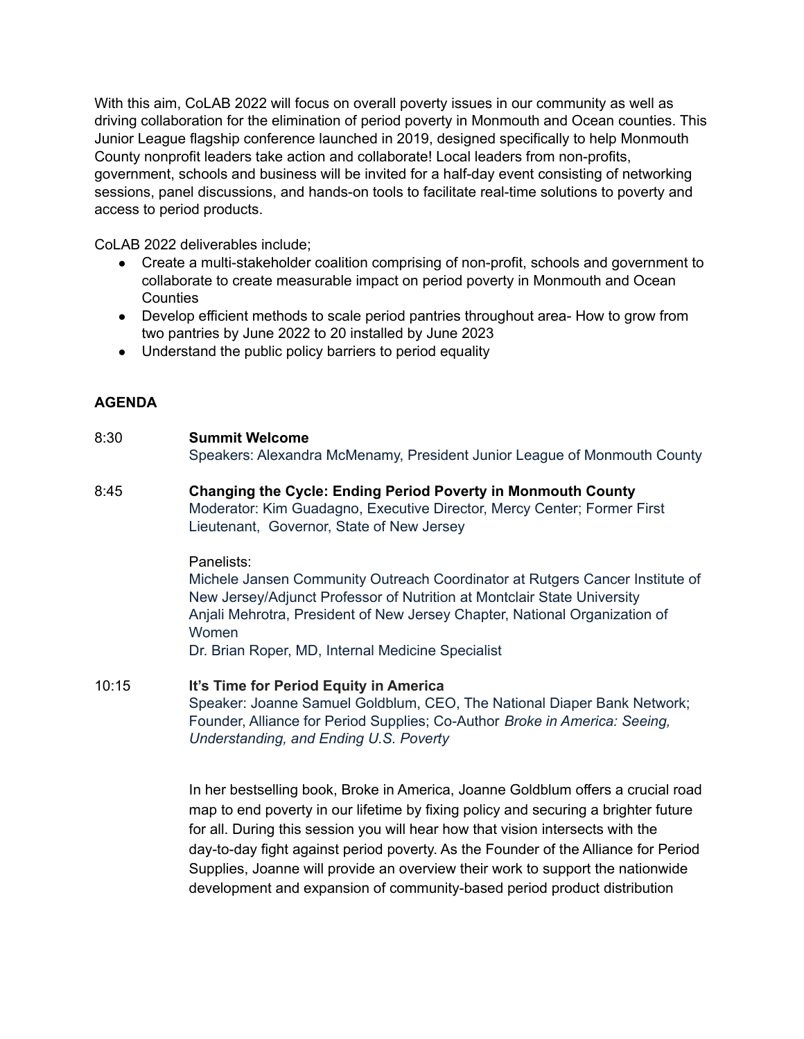With this aim, CoLAB 2022 will focus on overall poverty issues in our community as well as driving collaboration for the elimination of period poverty in Monmouth and Ocean counties. This Junior League flagship conference launched in 2019, designed specifically to help Monmouth County nonprofit leaders take action and collaborate! Local leaders from non-profits, government, schools and business will be invited for a half-day event consisting of networking sessions, panel discussions, and hands-on tools to facilitate real-time solutions to poverty and access to period products.

CoLAB 2022 deliverables include;

- Create a multi-stakeholder coalition comprising of non-profit, schools and government to collaborate to create measurable impact on period poverty in Monmouth and Ocean Counties
- Develop efficient methods to scale period pantries throughout area- How to grow from two pantries by June 2022 to 20 installed by June 2023
- Understand the public policy barriers to period equality

**AGENDA**

8:30 **Summit Welcome**
Speakers: Alexandra McMenamy, President Junior League of Monmouth County

8:45 **Changing the Cycle: Ending Period Poverty in Monmouth County**
Moderator: Kim Guadagno, Executive Director, Mercy Center; Former First Lieutenant, Governor, State of New Jersey

Panelists:
Michele Jansen Community Outreach Coordinator at Rutgers Cancer Institute of New Jersey/Adjunct Professor of Nutrition at Montclair State University
Anjali Mehrotra, President of New Jersey Chapter, National Organization of Women
Dr. Brian Roper, MD, Internal Medicine Specialist

10:15 **It's Time for Period Equity in America**
Speaker: Joanne Samuel Goldblum, CEO, The National Diaper Bank Network; Founder, Alliance for Period Supplies; Co-Author *Broke in America: Seeing, Understanding, and Ending U.S. Poverty*

In her bestselling book, Broke in America, Joanne Goldblum offers a crucial road map to end poverty in our lifetime by fixing policy and securing a brighter future for all. During this session you will hear how that vision intersects with the day-to-day fight against period poverty. As the Founder of the Alliance for Period Supplies, Joanne will provide an overview their work to support the nationwide development and expansion of community-based period product distribution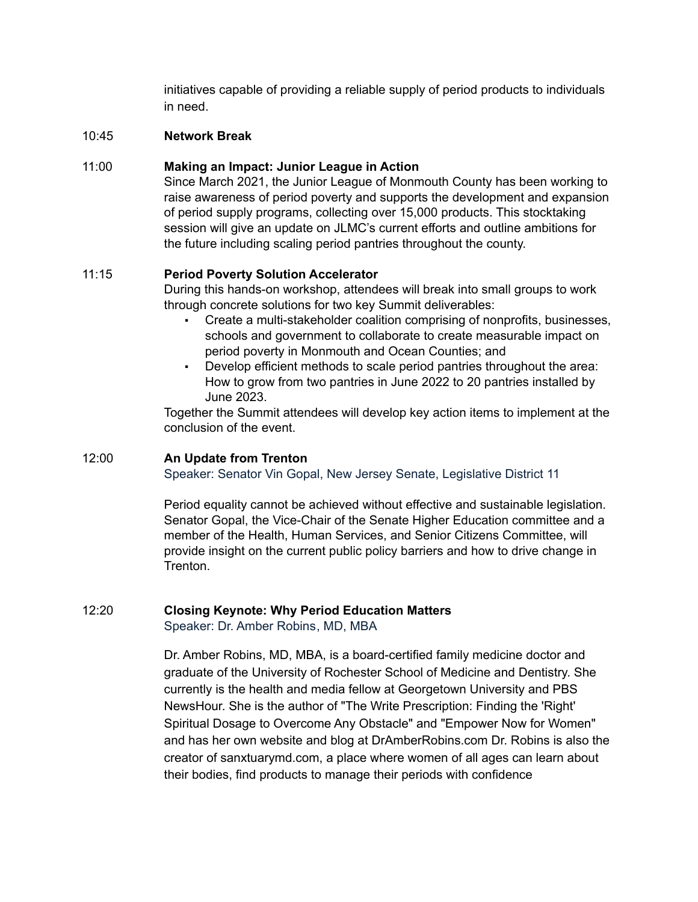initiatives capable of providing a reliable supply of period products to individuals in need.

10:45 **Network Break**

11:00 **Making an Impact: Junior League in Action**

Since March 2021, the Junior League of Monmouth County has been working to raise awareness of period poverty and supports the development and expansion of period supply programs, collecting over 15,000 products. This stocktaking session will give an update on JLMC's current efforts and outline ambitions for the future including scaling period pantries throughout the county.

11:15 **Period Poverty Solution Accelerator**

During this hands-on workshop, attendees will break into small groups to work through concrete solutions for two key Summit deliverables:

- Create a multi-stakeholder coalition comprising of nonprofits, businesses, schools and government to collaborate to create measurable impact on period poverty in Monmouth and Ocean Counties; and
- Develop efficient methods to scale period pantries throughout the area: How to grow from two pantries in June 2022 to 20 pantries installed by June 2023.

Together the Summit attendees will develop key action items to implement at the conclusion of the event.

12:00 **An Update from Trenton**

Speaker: Senator Vin Gopal, New Jersey Senate, Legislative District 11

Period equality cannot be achieved without effective and sustainable legislation. Senator Gopal, the Vice-Chair of the Senate Higher Education committee and a member of the Health, Human Services, and Senior Citizens Committee, will provide insight on the current public policy barriers and how to drive change in Trenton.

12:20 **Closing Keynote: Why Period Education Matters**

Speaker: Dr. Amber Robins, MD, MBA

Dr. Amber Robins, MD, MBA, is a board-certified family medicine doctor and graduate of the University of Rochester School of Medicine and Dentistry. She currently is the health and media fellow at Georgetown University and PBS NewsHour. She is the author of "The Write Prescription: Finding the 'Right' Spiritual Dosage to Overcome Any Obstacle" and "Empower Now for Women" and has her own website and blog at DrAmberRobins.com Dr. Robins is also the creator of sanxtuarymd.com, a place where women of all ages can learn about their bodies, find products to manage their periods with confidence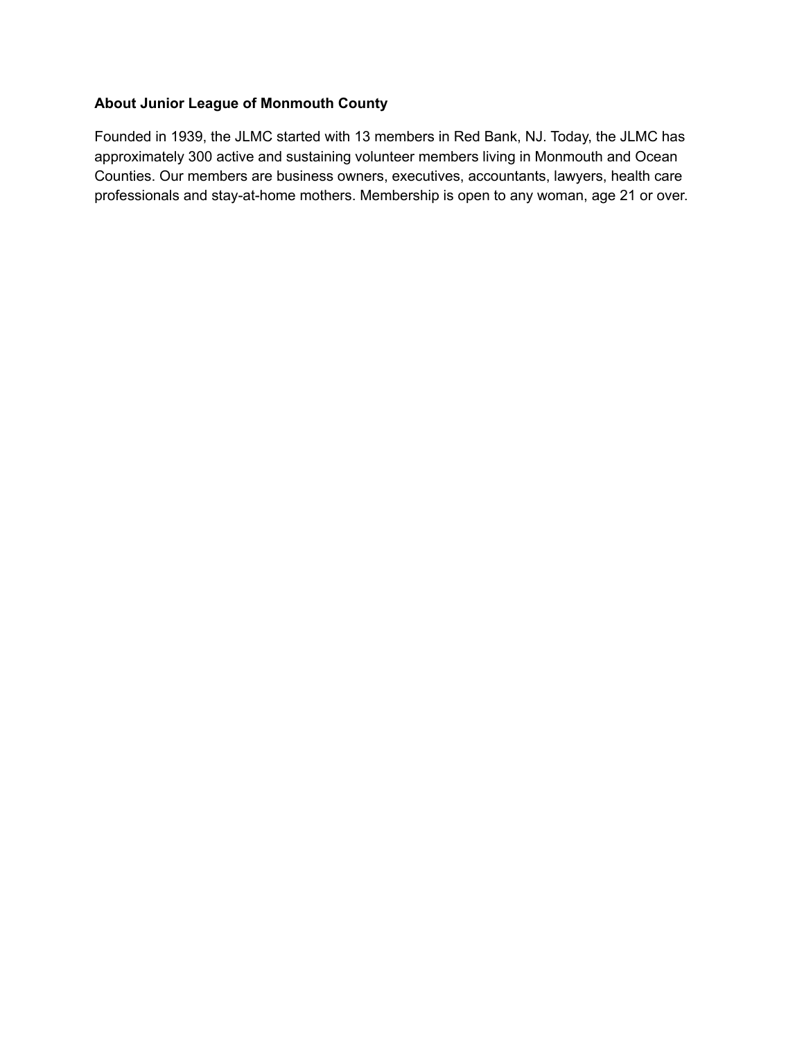**About Junior League of Monmouth County**

Founded in 1939, the JLMC started with 13 members in Red Bank, NJ. Today, the JLMC has approximately 300 active and sustaining volunteer members living in Monmouth and Ocean Counties. Our members are business owners, executives, accountants, lawyers, health care professionals and stay-at-home mothers. Membership is open to any woman, age 21 or over.